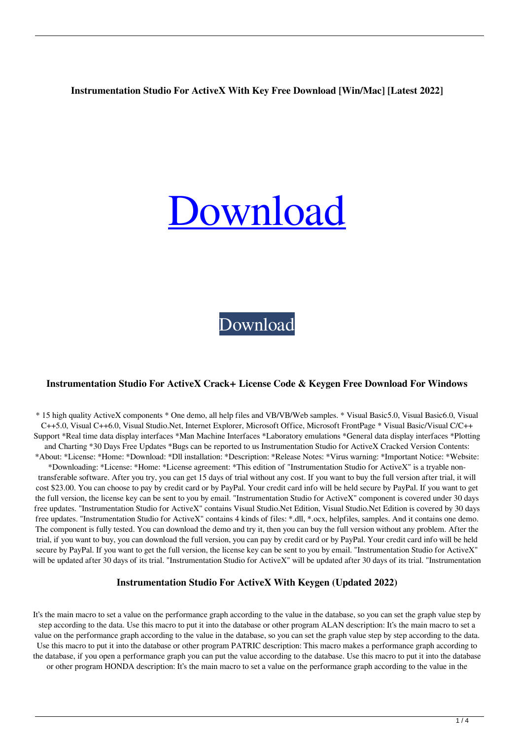**Instrumentation Studio For ActiveX With Key Free Download [Win/Mac] [Latest 2022]**

# Download

Download

### Instrumentation Studio For ActiveX Crack+ License Code & Keygen Free Download For Windows

* 15 high quality ActiveX components * One demo, all help files and VB/VB/Web samples. * Visual Basic5.0, Visual Basic6.0, Visual C++5.0, Visual C++6.0, Visual Studio.Net, Internet Explorer, Microsoft Office, Microsoft FrontPage * Visual Basic/Visual C/C++ Support *Real time data display interfaces *Man Machine Interfaces *Laboratory emulations *General data display interfaces *Plotting and Charting *30 Days Free Updates *Bugs can be reported to us Instrumentation Studio for ActiveX Cracked Version Contents: *About: *License: *Home: *Download: *Dll installation: *Description: *Release Notes: *Virus warning: *Important Notice: *Website: *Downloading: *License: *Home: *License agreement: *This edition of "Instrumentation Studio for ActiveX" is a tryable non-transferable software. After you try, you can get 15 days of trial without any cost. If you want to buy the full version after trial, it will cost $23.00. You can choose to pay by credit card or by PayPal. Your credit card info will be held secure by PayPal. If you want to get the full version, the license key can be sent to you by email. "Instrumentation Studio for ActiveX" component is covered under 30 days free updates. "Instrumentation Studio for ActiveX" contains Visual Studio.Net Edition, Visual Studio.Net Edition is covered by 30 days free updates. "Instrumentation Studio for ActiveX" contains 4 kinds of files: *.dll, *.ocx, helpfiles, samples. And it contains one demo. The component is fully tested. You can download the demo and try it, then you can buy the full version without any problem. After the trial, if you want to buy, you can download the full version, you can pay by credit card or by PayPal. Your credit card info will be held secure by PayPal. If you want to get the full version, the license key can be sent to you by email. "Instrumentation Studio for ActiveX" will be updated after 30 days of its trial. "Instrumentation Studio for ActiveX" will be updated after 30 days of its trial. "Instrumentation

### Instrumentation Studio For ActiveX With Keygen (Updated 2022)

It's the main macro to set a value on the performance graph according to the value in the database, so you can set the graph value step by step according to the data. Use this macro to put it into the database or other program ALAN description: It's the main macro to set a value on the performance graph according to the value in the database, so you can set the graph value step by step according to the data. Use this macro to put it into the database or other program PATRIC description: This macro makes a performance graph according to the database, if you open a performance graph you can put the value according to the database. Use this macro to put it into the database or other program HONDA description: It's the main macro to set a value on the performance graph according to the value in the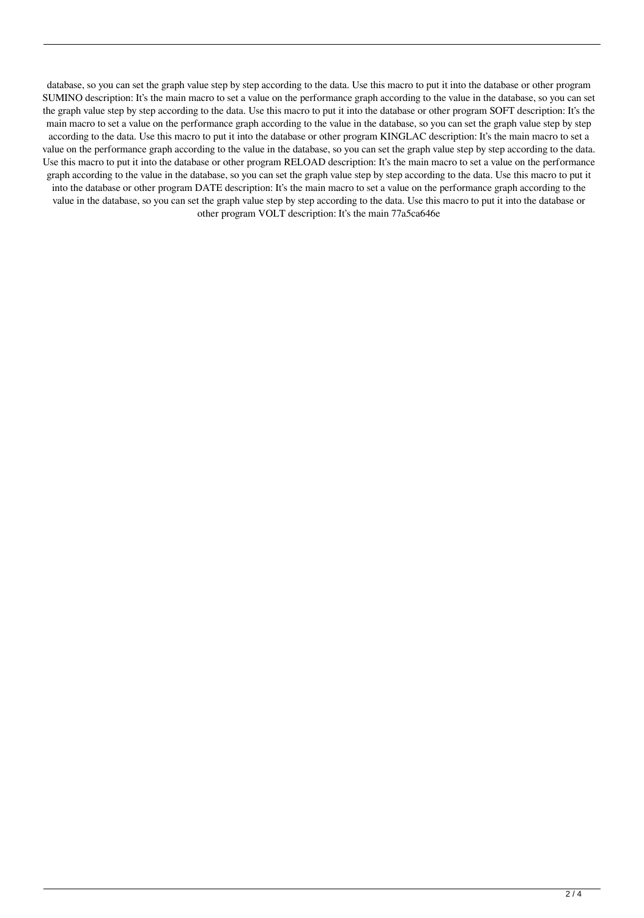database, so you can set the graph value step by step according to the data. Use this macro to put it into the database or other program SUMINO description: It's the main macro to set a value on the performance graph according to the value in the database, so you can set the graph value step by step according to the data. Use this macro to put it into the database or other program SOFT description: It's the main macro to set a value on the performance graph according to the value in the database, so you can set the graph value step by step according to the data. Use this macro to put it into the database or other program KINGLAC description: It's the main macro to set a value on the performance graph according to the value in the database, so you can set the graph value step by step according to the data. Use this macro to put it into the database or other program RELOAD description: It's the main macro to set a value on the performance graph according to the value in the database, so you can set the graph value step by step according to the data. Use this macro to put it into the database or other program DATE description: It's the main macro to set a value on the performance graph according to the value in the database, so you can set the graph value step by step according to the data. Use this macro to put it into the database or other program VOLT description: It's the main 77a5ca646e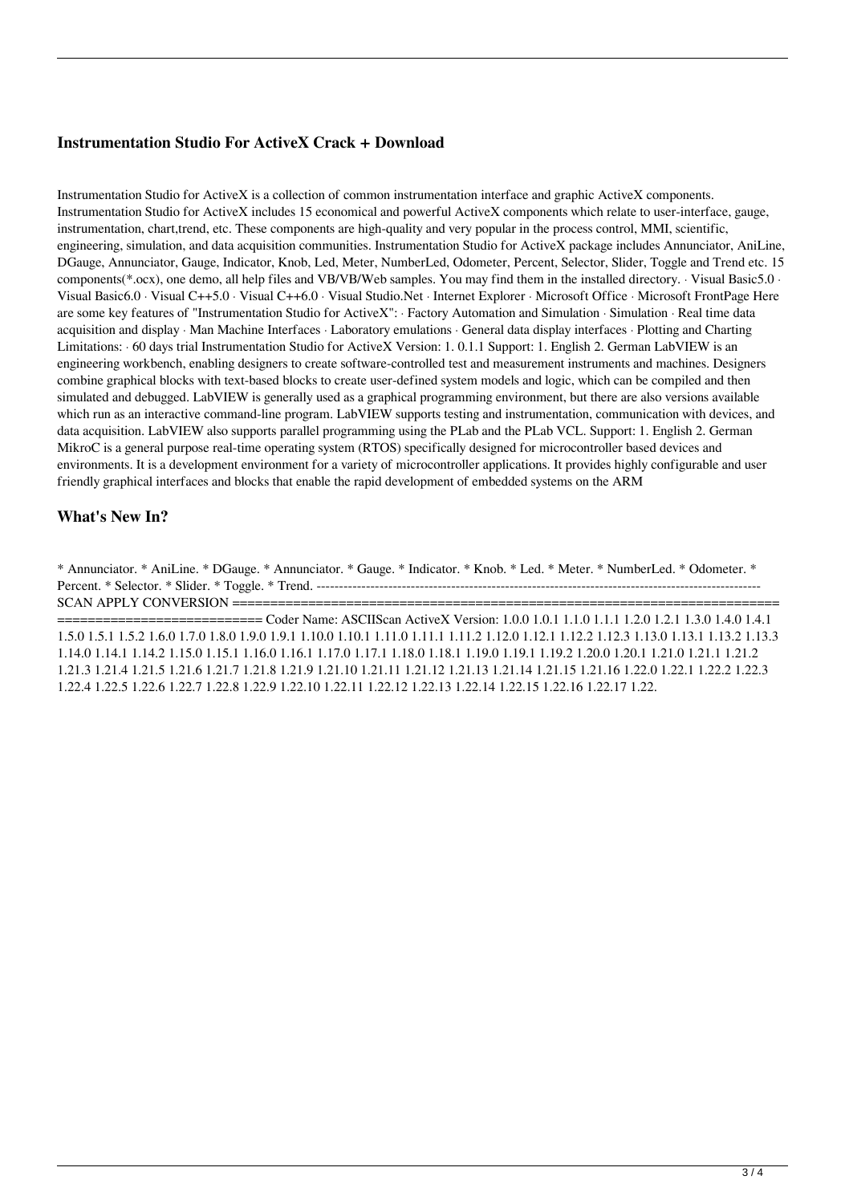### Instrumentation Studio For ActiveX Crack + Download

Instrumentation Studio for ActiveX is a collection of common instrumentation interface and graphic ActiveX components. Instrumentation Studio for ActiveX includes 15 economical and powerful ActiveX components which relate to user-interface, gauge, instrumentation, chart,trend, etc. These components are high-quality and very popular in the process control, MMI, scientific, engineering, simulation, and data acquisition communities. Instrumentation Studio for ActiveX package includes Annunciator, AniLine, DGauge, Annunciator, Gauge, Indicator, Knob, Led, Meter, NumberLed, Odometer, Percent, Selector, Slider, Toggle and Trend etc. 15 components(*.ocx), one demo, all help files and VB/VB/Web samples. You may find them in the installed directory. · Visual Basic5.0 · Visual Basic6.0 · Visual C++5.0 · Visual C++6.0 · Visual Studio.Net · Internet Explorer · Microsoft Office · Microsoft FrontPage Here are some key features of "Instrumentation Studio for ActiveX": · Factory Automation and Simulation · Simulation · Real time data acquisition and display · Man Machine Interfaces · Laboratory emulations · General data display interfaces · Plotting and Charting Limitations: · 60 days trial Instrumentation Studio for ActiveX Version: 1. 0.1.1 Support: 1. English 2. German LabVIEW is an engineering workbench, enabling designers to create software-controlled test and measurement instruments and machines. Designers combine graphical blocks with text-based blocks to create user-defined system models and logic, which can be compiled and then simulated and debugged. LabVIEW is generally used as a graphical programming environment, but there are also versions available which run as an interactive command-line program. LabVIEW supports testing and instrumentation, communication with devices, and data acquisition. LabVIEW also supports parallel programming using the PLab and the PLab VCL. Support: 1. English 2. German MikroC is a general purpose real-time operating system (RTOS) specifically designed for microcontroller based devices and environments. It is a development environment for a variety of microcontroller applications. It provides highly configurable and user friendly graphical interfaces and blocks that enable the rapid development of embedded systems on the ARM

### What's New In?

* Annunciator. * AniLine. * DGauge. * Annunciator. * Gauge. * Indicator. * Knob. * Led. * Meter. * NumberLed. * Odometer. * Percent. * Selector. * Slider. * Toggle. * Trend. ------------------------------------------------------------------------------------------- SCAN APPLY CONVERSION =========================================================================================== Coder Name: ASCIIScan ActiveX Version: 1.0.0 1.0.1 1.1.0 1.1.1 1.2.0 1.2.1 1.3.0 1.4.0 1.4.1 1.5.0 1.5.1 1.5.2 1.6.0 1.7.0 1.8.0 1.9.0 1.9.1 1.10.0 1.10.1 1.11.0 1.11.1 1.11.2 1.12.0 1.12.1 1.12.2 1.12.3 1.13.0 1.13.1 1.13.2 1.13.3 1.14.0 1.14.1 1.14.2 1.15.0 1.15.1 1.16.0 1.16.1 1.17.0 1.17.1 1.18.0 1.18.1 1.19.0 1.19.1 1.19.2 1.20.0 1.20.1 1.21.0 1.21.1 1.21.2 1.21.3 1.21.4 1.21.5 1.21.6 1.21.7 1.21.8 1.21.9 1.21.10 1.21.11 1.21.12 1.21.13 1.21.14 1.21.15 1.21.16 1.22.0 1.22.1 1.22.2 1.22.3 1.22.4 1.22.5 1.22.6 1.22.7 1.22.8 1.22.9 1.22.10 1.22.11 1.22.12 1.22.13 1.22.14 1.22.15 1.22.16 1.22.17 1.22.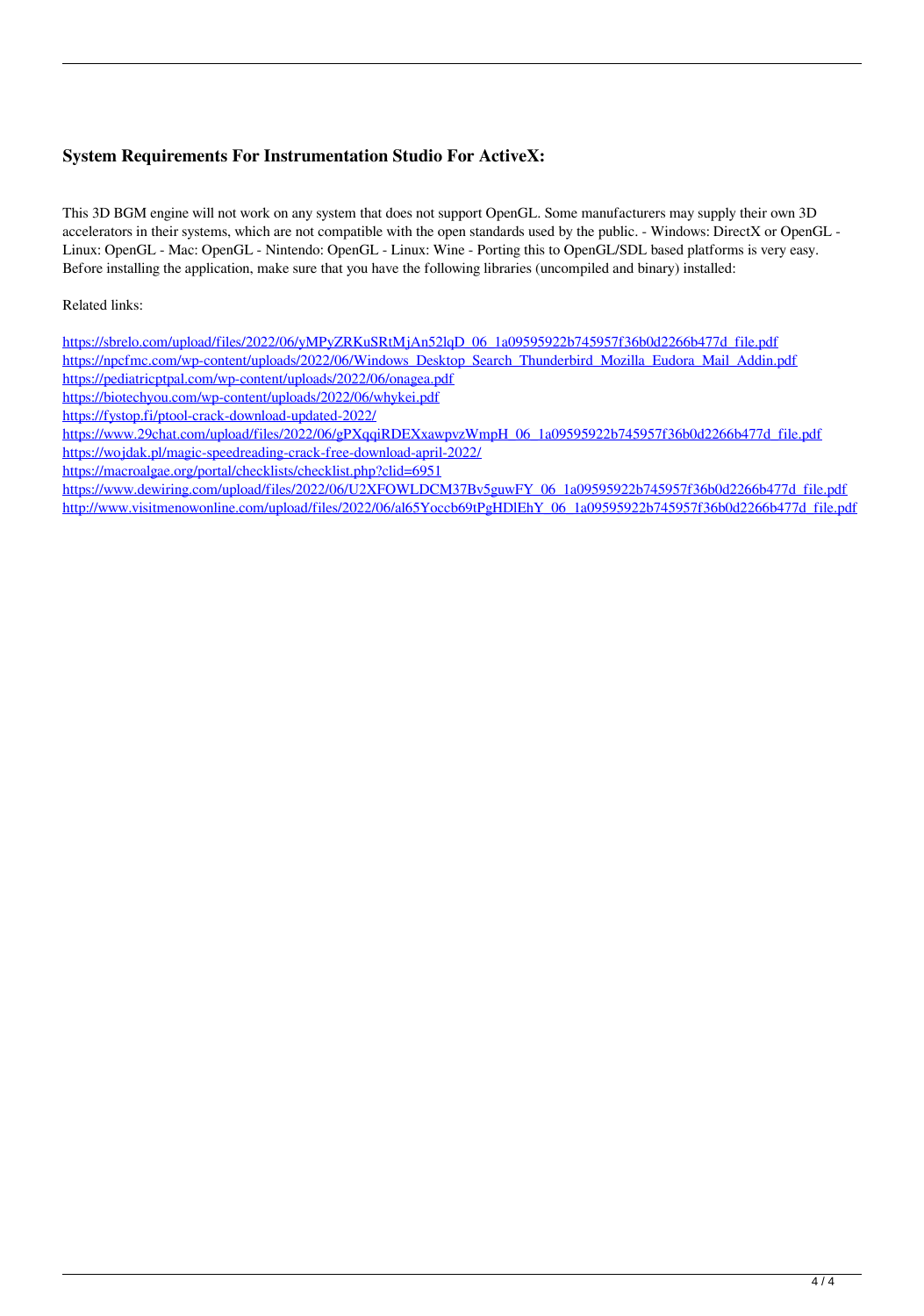### System Requirements For Instrumentation Studio For ActiveX:

This 3D BGM engine will not work on any system that does not support OpenGL. Some manufacturers may supply their own 3D accelerators in their systems, which are not compatible with the open standards used by the public. - Windows: DirectX or OpenGL - Linux: OpenGL - Mac: OpenGL - Nintendo: OpenGL - Linux: Wine - Porting this to OpenGL/SDL based platforms is very easy. Before installing the application, make sure that you have the following libraries (uncompiled and binary) installed:

Related links:

https://sbrelo.com/upload/files/2022/06/yMPyZRKuSRtMjAn52lqD_06_1a09595922b745957f36b0d2266b477d_file.pdf
https://npcfmc.com/wp-content/uploads/2022/06/Windows_Desktop_Search_Thunderbird_Mozilla_Eudora_Mail_Addin.pdf
https://pediatricptpal.com/wp-content/uploads/2022/06/onagea.pdf
https://biotechyou.com/wp-content/uploads/2022/06/whykei.pdf
https://fystop.fi/ptool-crack-download-updated-2022/
https://www.29chat.com/upload/files/2022/06/gPXqqiRDEXxawpvzWmpH_06_1a09595922b745957f36b0d2266b477d_file.pdf
https://wojdak.pl/magic-speedreading-crack-free-download-april-2022/
https://macroalgae.org/portal/checklists/checklist.php?clid=6951
https://www.dewiring.com/upload/files/2022/06/U2XFOWLDCM37Bv5guwFY_06_1a09595922b745957f36b0d2266b477d_file.pdf
http://www.visitmenowonline.com/upload/files/2022/06/al65Yoccb69tPgHDlEhY_06_1a09595922b745957f36b0d2266b477d_file.pdf